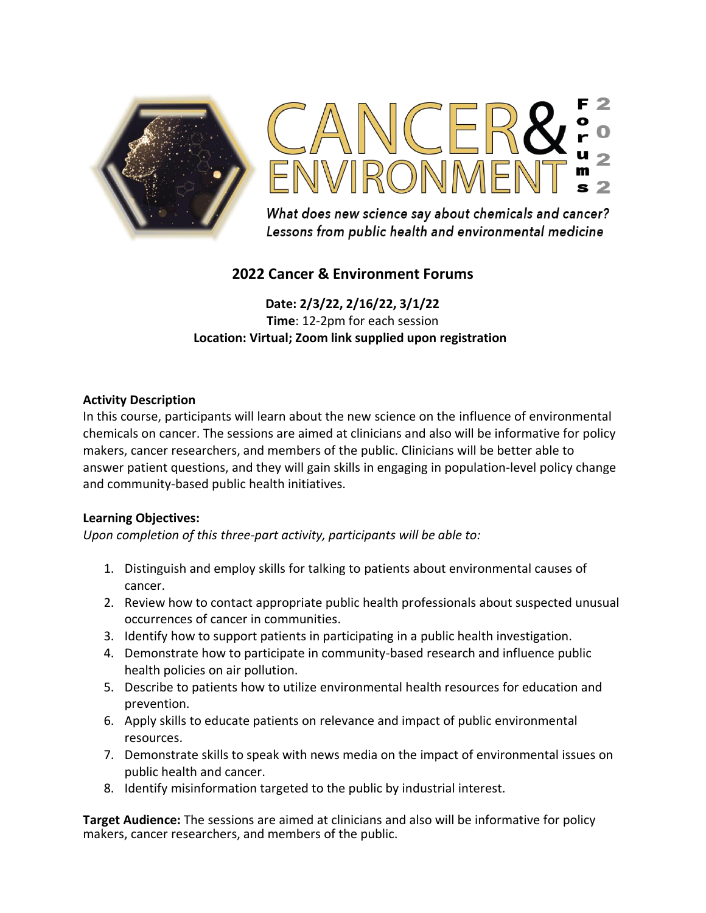# CANCER & ENVIRONMENT Forums 2022

*What does new science say about chemicals and cancer?*
*Lessons from public health and environmental medicine*

## 2022 Cancer & Environment Forums

**Date: 2/3/22, 2/16/22, 3/1/22**
**Time**: 12-2pm for each session
**Location: Virtual; Zoom link supplied upon registration**

**Activity Description**

In this course, participants will learn about the new science on the influence of environmental chemicals on cancer. The sessions are aimed at clinicians and also will be informative for policy makers, cancer researchers, and members of the public. Clinicians will be better able to answer patient questions, and they will gain skills in engaging in population-level policy change and community-based public health initiatives.

**Learning Objectives:**

*Upon completion of this three-part activity, participants will be able to:*

1. Distinguish and employ skills for talking to patients about environmental causes of cancer.
2. Review how to contact appropriate public health professionals about suspected unusual occurrences of cancer in communities.
3. Identify how to support patients in participating in a public health investigation.
4. Demonstrate how to participate in community-based research and influence public health policies on air pollution.
5. Describe to patients how to utilize environmental health resources for education and prevention.
6. Apply skills to educate patients on relevance and impact of public environmental resources.
7. Demonstrate skills to speak with news media on the impact of environmental issues on public health and cancer.
8. Identify misinformation targeted to the public by industrial interest.

**Target Audience:** The sessions are aimed at clinicians and also will be informative for policy makers, cancer researchers, and members of the public.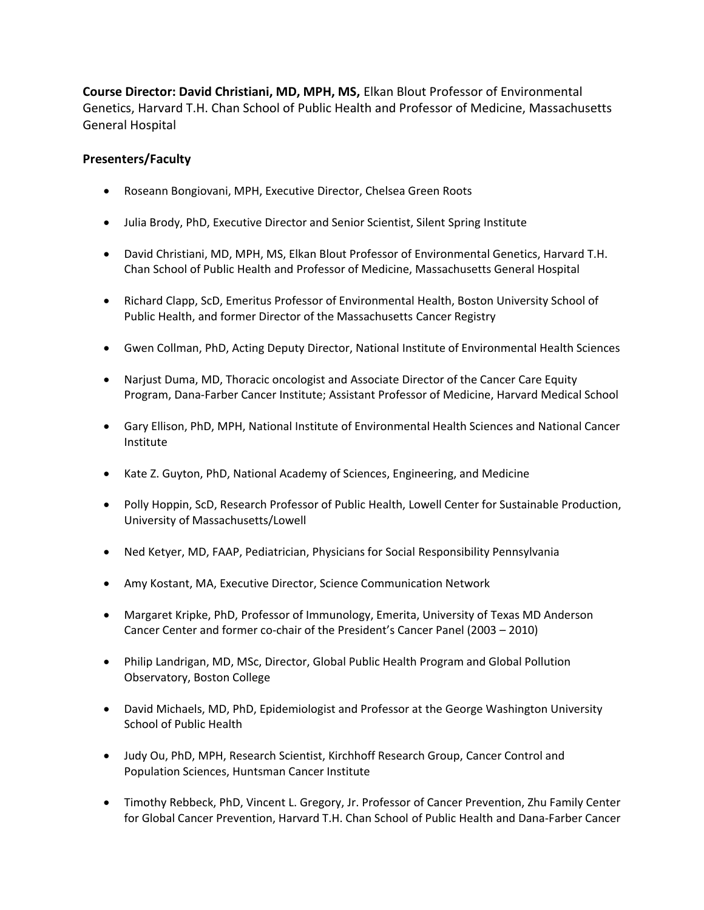**Course Director: David Christiani, MD, MPH, MS,** Elkan Blout Professor of Environmental Genetics, Harvard T.H. Chan School of Public Health and Professor of Medicine, Massachusetts General Hospital

**Presenters/Faculty**

- Roseann Bongiovani, MPH, Executive Director, Chelsea Green Roots
- Julia Brody, PhD, Executive Director and Senior Scientist, Silent Spring Institute
- David Christiani, MD, MPH, MS, Elkan Blout Professor of Environmental Genetics, Harvard T.H. Chan School of Public Health and Professor of Medicine, Massachusetts General Hospital
- Richard Clapp, ScD, Emeritus Professor of Environmental Health, Boston University School of Public Health, and former Director of the Massachusetts Cancer Registry
- Gwen Collman, PhD, Acting Deputy Director, National Institute of Environmental Health Sciences
- Narjust Duma, MD, Thoracic oncologist and Associate Director of the Cancer Care Equity Program, Dana-Farber Cancer Institute; Assistant Professor of Medicine, Harvard Medical School
- Gary Ellison, PhD, MPH, National Institute of Environmental Health Sciences and National Cancer Institute
- Kate Z. Guyton, PhD, National Academy of Sciences, Engineering, and Medicine
- Polly Hoppin, ScD, Research Professor of Public Health, Lowell Center for Sustainable Production, University of Massachusetts/Lowell
- Ned Ketyer, MD, FAAP, Pediatrician, Physicians for Social Responsibility Pennsylvania
- Amy Kostant, MA, Executive Director, Science Communication Network
- Margaret Kripke, PhD, Professor of Immunology, Emerita, University of Texas MD Anderson Cancer Center and former co-chair of the President's Cancer Panel (2003 – 2010)
- Philip Landrigan, MD, MSc, Director, Global Public Health Program and Global Pollution Observatory, Boston College
- David Michaels, MD, PhD, Epidemiologist and Professor at the George Washington University School of Public Health
- Judy Ou, PhD, MPH, Research Scientist, Kirchhoff Research Group, Cancer Control and Population Sciences, Huntsman Cancer Institute
- Timothy Rebbeck, PhD, Vincent L. Gregory, Jr. Professor of Cancer Prevention, Zhu Family Center for Global Cancer Prevention, Harvard T.H. Chan School of Public Health and Dana-Farber Cancer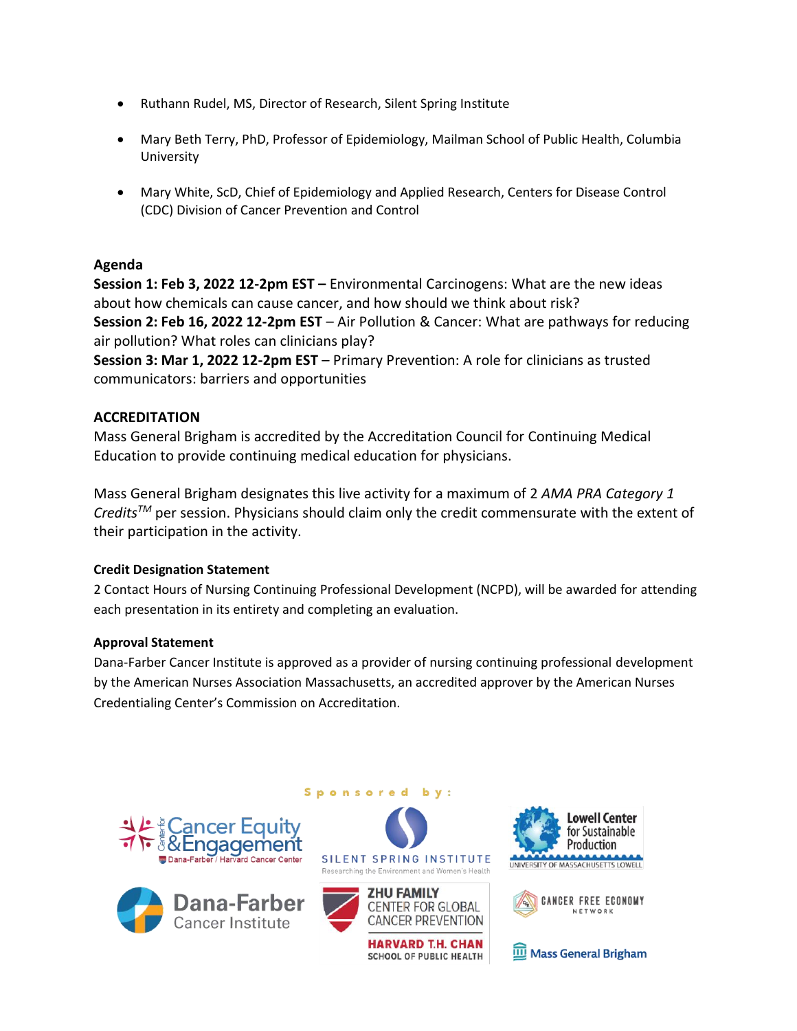- Ruthann Rudel, MS, Director of Research, Silent Spring Institute
- Mary Beth Terry, PhD, Professor of Epidemiology, Mailman School of Public Health, Columbia University
- Mary White, ScD, Chief of Epidemiology and Applied Research, Centers for Disease Control (CDC) Division of Cancer Prevention and Control

**Agenda**

**Session 1: Feb 3, 2022 12-2pm EST –** Environmental Carcinogens: What are the new ideas about how chemicals can cause cancer, and how should we think about risk?
**Session 2: Feb 16, 2022 12-2pm EST** – Air Pollution & Cancer: What are pathways for reducing air pollution? What roles can clinicians play?
**Session 3: Mar 1, 2022 12-2pm EST** – Primary Prevention: A role for clinicians as trusted communicators: barriers and opportunities

**ACCREDITATION**

Mass General Brigham is accredited by the Accreditation Council for Continuing Medical Education to provide continuing medical education for physicians.

Mass General Brigham designates this live activity for a maximum of 2 *AMA PRA Category 1 Credits*™ per session. Physicians should claim only the credit commensurate with the extent of their participation in the activity.

**Credit Designation Statement**

2 Contact Hours of Nursing Continuing Professional Development (NCPD), will be awarded for attending each presentation in its entirety and completing an evaluation.

**Approval Statement**

Dana-Farber Cancer Institute is approved as a provider of nursing continuing professional development by the American Nurses Association Massachusetts, an accredited approver by the American Nurses Credentialing Center's Commission on Accreditation.

Sponsored by:

Center for Cancer Equity & Engagement, Dana-Farber / Harvard Cancer Center

Silent Spring Institute, Researching the Environment and Women's Health

Lowell Center for Sustainable Production, University of Massachusetts Lowell

Dana-Farber Cancer Institute

Zhu Family Center for Global Cancer Prevention, Harvard T.H. Chan School of Public Health

Cancer Free Economy Network

Mass General Brigham